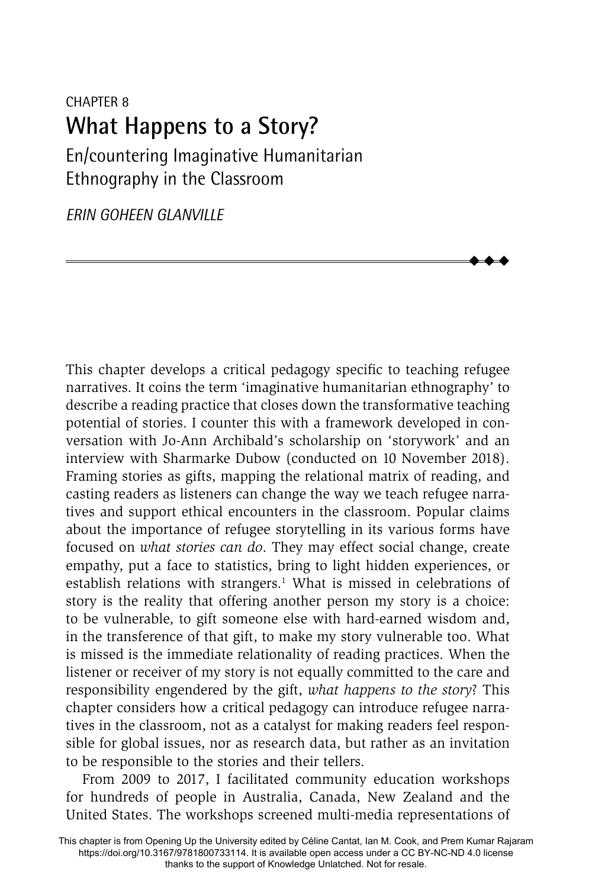CHAPTER 8

# What Happens to a Story?

## En/countering Imaginative Humanitarian Ethnography in the Classroom

*ERIN GOHEEN GLANVILLE*

This chapter develops a critical pedagogy specific to teaching refugee narratives. It coins the term 'imaginative humanitarian ethnography' to describe a reading practice that closes down the transformative teaching potential of stories. I counter this with a framework developed in conversation with Jo-Ann Archibald's scholarship on 'storywork' and an interview with Sharmarke Dubow (conducted on 10 November 2018). Framing stories as gifts, mapping the relational matrix of reading, and casting readers as listeners can change the way we teach refugee narratives and support ethical encounters in the classroom. Popular claims about the importance of refugee storytelling in its various forms have focused on *what stories can do*. They may effect social change, create empathy, put a face to statistics, bring to light hidden experiences, or establish relations with strangers.[1] What is missed in celebrations of story is the reality that offering another person my story is a choice: to be vulnerable, to gift someone else with hard-earned wisdom and, in the transference of that gift, to make my story vulnerable too. What is missed is the immediate relationality of reading practices. When the listener or receiver of my story is not equally committed to the care and responsibility engendered by the gift, *what happens to the story*? This chapter considers how a critical pedagogy can introduce refugee narratives in the classroom, not as a catalyst for making readers feel responsible for global issues, nor as research data, but rather as an invitation to be responsible to the stories and their tellers.

From 2009 to 2017, I facilitated community education workshops for hundreds of people in Australia, Canada, New Zealand and the United States. The workshops screened multi-media representations of

This chapter is from Opening Up the University edited by Céline Cantat, Ian M. Cook, and Prem Kumar Rajaram https://doi.org/10.3167/9781800733114. It is available open access under a CC BY-NC-ND 4.0 license thanks to the support of Knowledge Unlatched. Not for resale.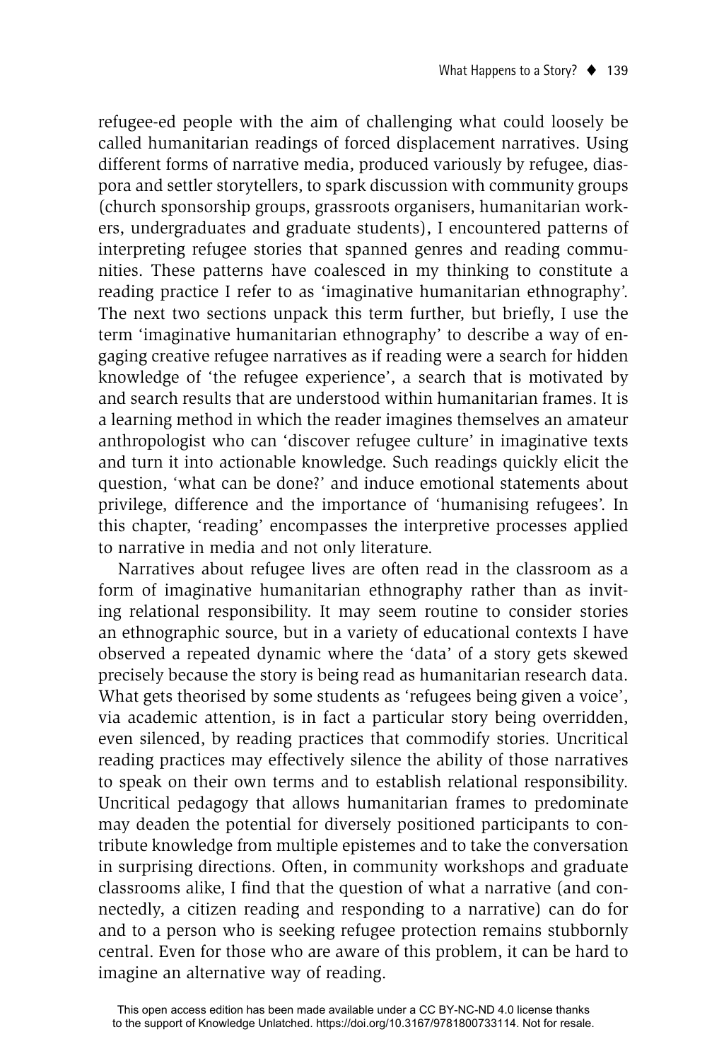refugee-ed people with the aim of challenging what could loosely be called humanitarian readings of forced displacement narratives. Using different forms of narrative media, produced variously by refugee, diaspora and settler storytellers, to spark discussion with community groups (church sponsorship groups, grassroots organisers, humanitarian workers, undergraduates and graduate students), I encountered patterns of interpreting refugee stories that spanned genres and reading communities. These patterns have coalesced in my thinking to constitute a reading practice I refer to as 'imaginative humanitarian ethnography'. The next two sections unpack this term further, but briefly, I use the term 'imaginative humanitarian ethnography' to describe a way of engaging creative refugee narratives as if reading were a search for hidden knowledge of 'the refugee experience', a search that is motivated by and search results that are understood within humanitarian frames. It is a learning method in which the reader imagines themselves an amateur anthropologist who can 'discover refugee culture' in imaginative texts and turn it into actionable knowledge. Such readings quickly elicit the question, 'what can be done?' and induce emotional statements about privilege, difference and the importance of 'humanising refugees'. In this chapter, 'reading' encompasses the interpretive processes applied to narrative in media and not only literature.

Narratives about refugee lives are often read in the classroom as a form of imaginative humanitarian ethnography rather than as inviting relational responsibility. It may seem routine to consider stories an ethnographic source, but in a variety of educational contexts I have observed a repeated dynamic where the 'data' of a story gets skewed precisely because the story is being read as humanitarian research data. What gets theorised by some students as 'refugees being given a voice', via academic attention, is in fact a particular story being overridden, even silenced, by reading practices that commodify stories. Uncritical reading practices may effectively silence the ability of those narratives to speak on their own terms and to establish relational responsibility. Uncritical pedagogy that allows humanitarian frames to predominate may deaden the potential for diversely positioned participants to contribute knowledge from multiple epistemes and to take the conversation in surprising directions. Often, in community workshops and graduate classrooms alike, I find that the question of what a narrative (and connectedly, a citizen reading and responding to a narrative) can do for and to a person who is seeking refugee protection remains stubbornly central. Even for those who are aware of this problem, it can be hard to imagine an alternative way of reading.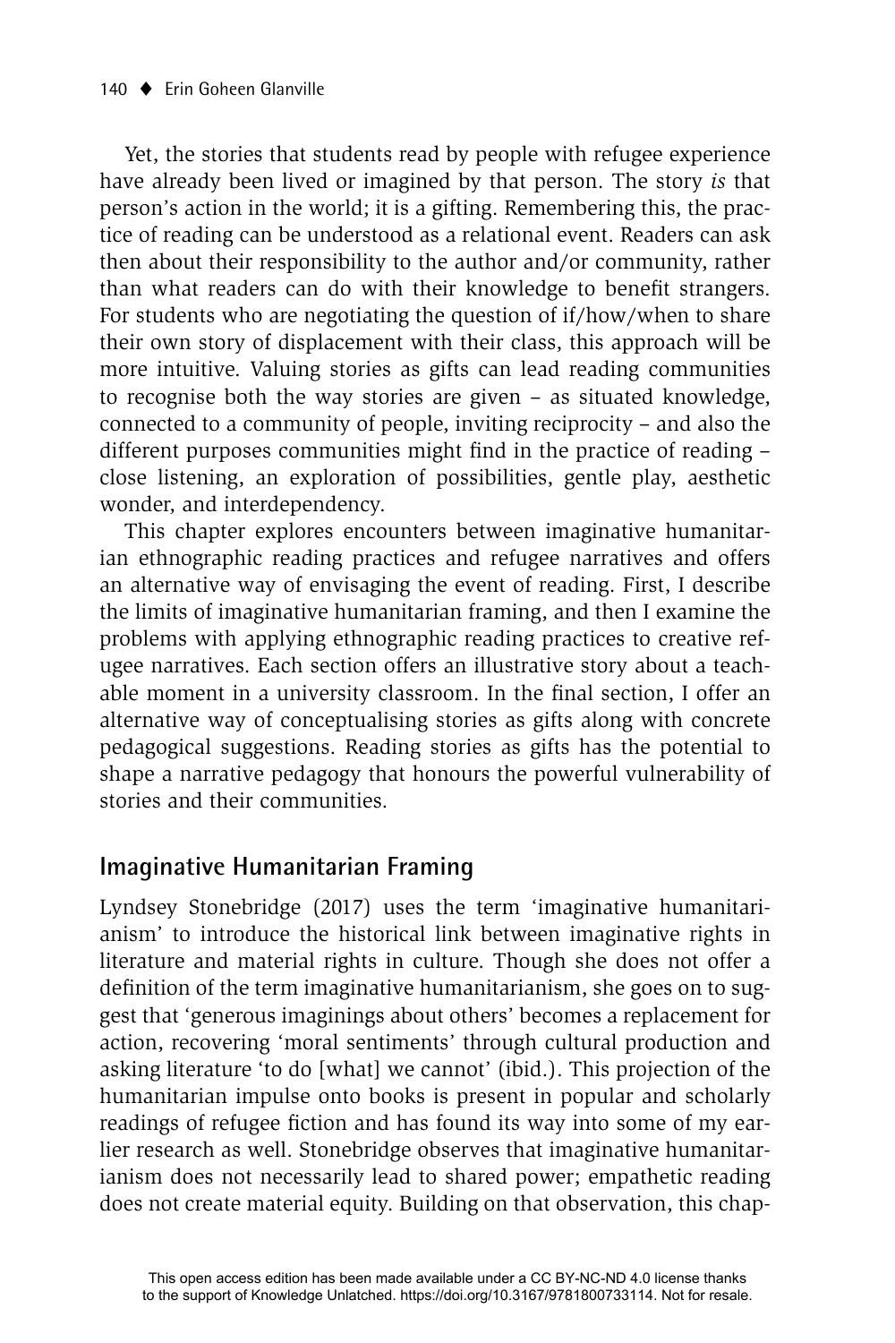Yet, the stories that students read by people with refugee experience have already been lived or imagined by that person. The story *is* that person's action in the world; it is a gifting. Remembering this, the practice of reading can be understood as a relational event. Readers can ask then about their responsibility to the author and/or community, rather than what readers can do with their knowledge to benefit strangers. For students who are negotiating the question of if/how/when to share their own story of displacement with their class, this approach will be more intuitive. Valuing stories as gifts can lead reading communities to recognise both the way stories are given – as situated knowledge, connected to a community of people, inviting reciprocity – and also the different purposes communities might find in the practice of reading – close listening, an exploration of possibilities, gentle play, aesthetic wonder, and interdependency.

This chapter explores encounters between imaginative humanitarian ethnographic reading practices and refugee narratives and offers an alternative way of envisaging the event of reading. First, I describe the limits of imaginative humanitarian framing, and then I examine the problems with applying ethnographic reading practices to creative refugee narratives. Each section offers an illustrative story about a teachable moment in a university classroom. In the final section, I offer an alternative way of conceptualising stories as gifts along with concrete pedagogical suggestions. Reading stories as gifts has the potential to shape a narrative pedagogy that honours the powerful vulnerability of stories and their communities.

## Imaginative Humanitarian Framing

Lyndsey Stonebridge (2017) uses the term 'imaginative humanitarianism' to introduce the historical link between imaginative rights in literature and material rights in culture. Though she does not offer a definition of the term imaginative humanitarianism, she goes on to suggest that 'generous imaginings about others' becomes a replacement for action, recovering 'moral sentiments' through cultural production and asking literature 'to do [what] we cannot' (ibid.). This projection of the humanitarian impulse onto books is present in popular and scholarly readings of refugee fiction and has found its way into some of my earlier research as well. Stonebridge observes that imaginative humanitarianism does not necessarily lead to shared power; empathetic reading does not create material equity. Building on that observation, this chap-

This open access edition has been made available under a CC BY-NC-ND 4.0 license thanks to the support of Knowledge Unlatched. https://doi.org/10.3167/9781800733114. Not for resale.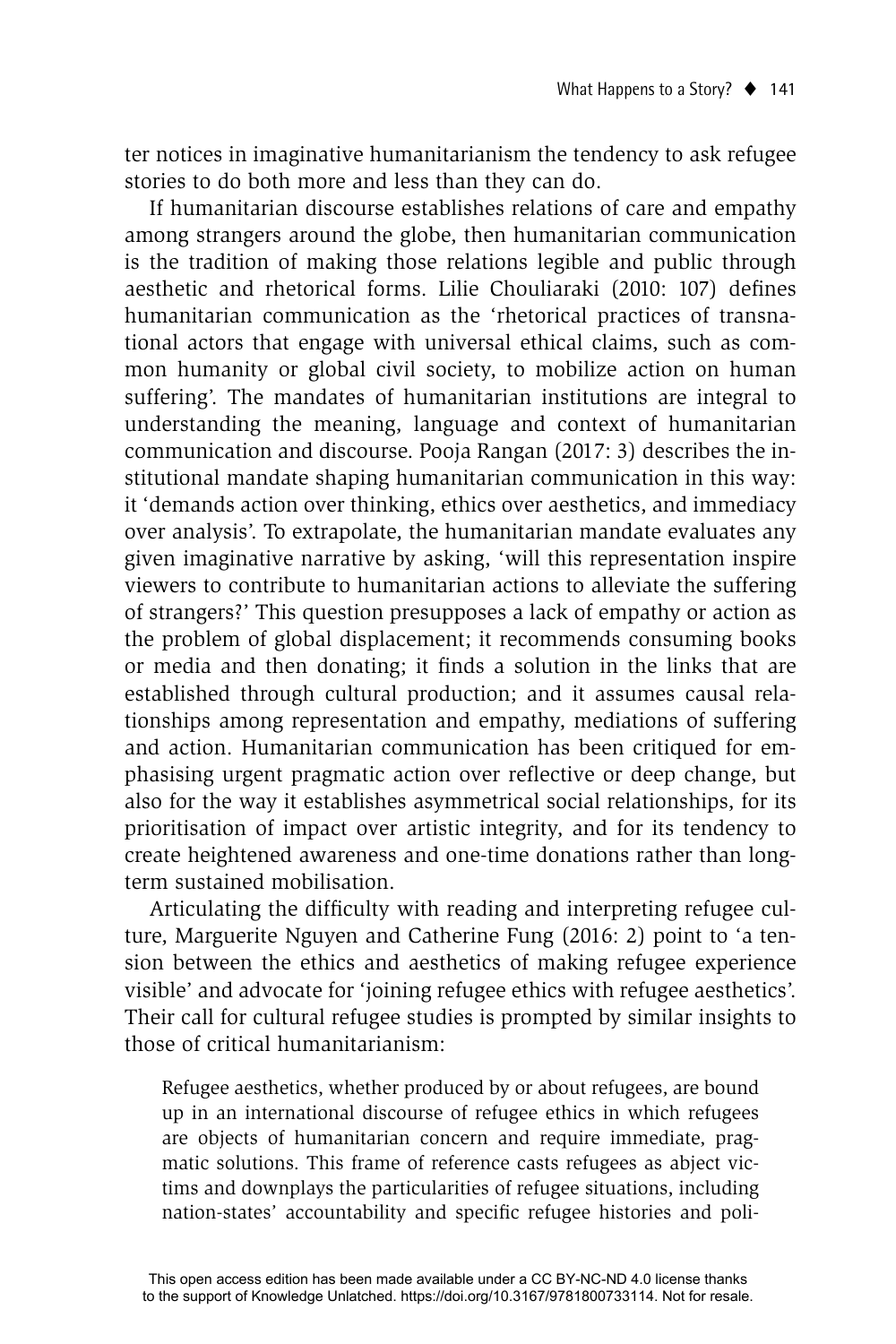ter notices in imaginative humanitarianism the tendency to ask refugee stories to do both more and less than they can do.

If humanitarian discourse establishes relations of care and empathy among strangers around the globe, then humanitarian communication is the tradition of making those relations legible and public through aesthetic and rhetorical forms. Lilie Chouliaraki (2010: 107) defines humanitarian communication as the 'rhetorical practices of transnational actors that engage with universal ethical claims, such as common humanity or global civil society, to mobilize action on human suffering'. The mandates of humanitarian institutions are integral to understanding the meaning, language and context of humanitarian communication and discourse. Pooja Rangan (2017: 3) describes the institutional mandate shaping humanitarian communication in this way: it 'demands action over thinking, ethics over aesthetics, and immediacy over analysis'. To extrapolate, the humanitarian mandate evaluates any given imaginative narrative by asking, 'will this representation inspire viewers to contribute to humanitarian actions to alleviate the suffering of strangers?' This question presupposes a lack of empathy or action as the problem of global displacement; it recommends consuming books or media and then donating; it finds a solution in the links that are established through cultural production; and it assumes causal relationships among representation and empathy, mediations of suffering and action. Humanitarian communication has been critiqued for emphasising urgent pragmatic action over reflective or deep change, but also for the way it establishes asymmetrical social relationships, for its prioritisation of impact over artistic integrity, and for its tendency to create heightened awareness and one-time donations rather than long-term sustained mobilisation.

Articulating the difficulty with reading and interpreting refugee culture, Marguerite Nguyen and Catherine Fung (2016: 2) point to 'a tension between the ethics and aesthetics of making refugee experience visible' and advocate for 'joining refugee ethics with refugee aesthetics'. Their call for cultural refugee studies is prompted by similar insights to those of critical humanitarianism:

> Refugee aesthetics, whether produced by or about refugees, are bound up in an international discourse of refugee ethics in which refugees are objects of humanitarian concern and require immediate, pragmatic solutions. This frame of reference casts refugees as abject victims and downplays the particularities of refugee situations, including nation-states' accountability and specific refugee histories and poli-

This open access edition has been made available under a CC BY-NC-ND 4.0 license thanks to the support of Knowledge Unlatched. https://doi.org/10.3167/9781800733114. Not for resale.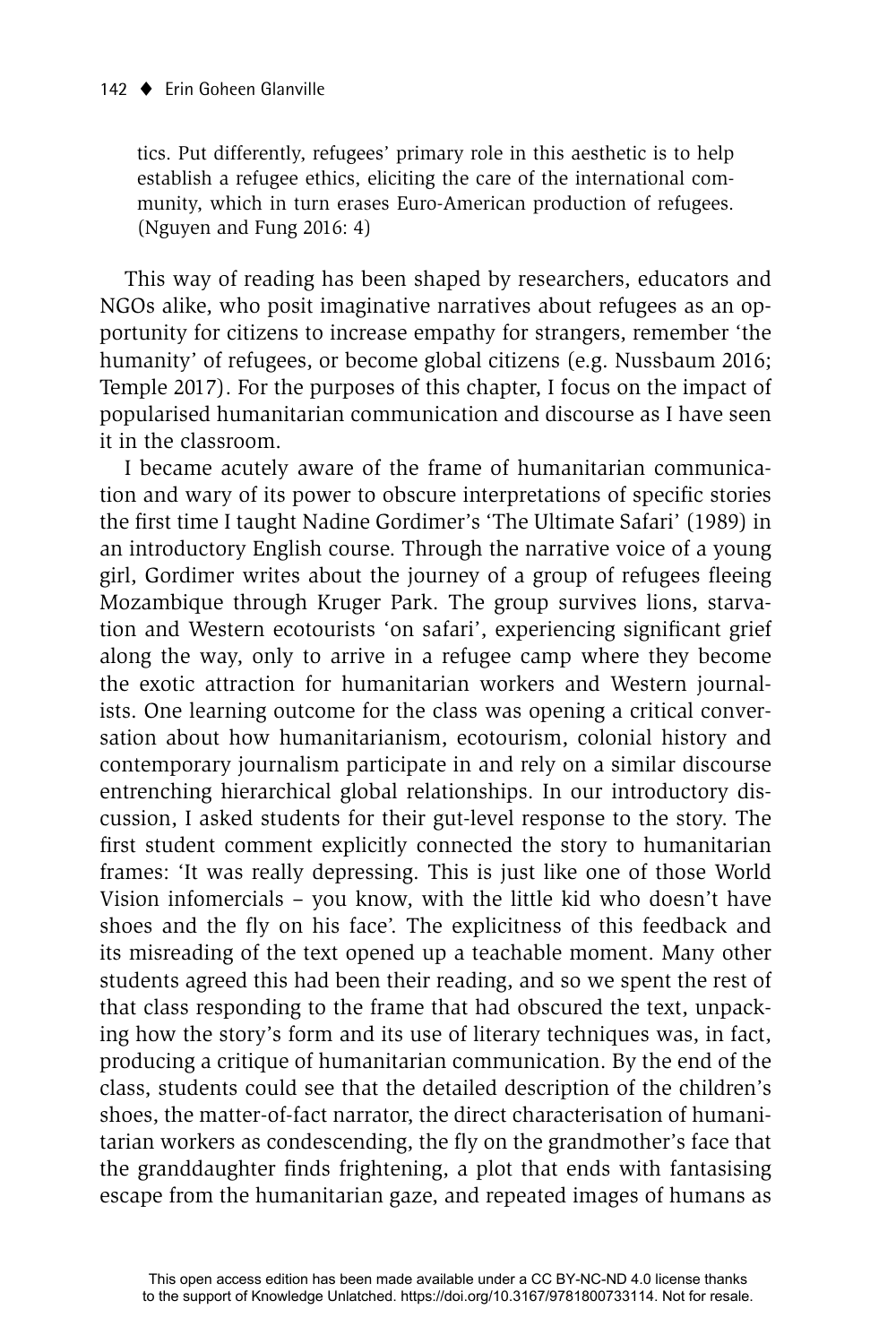tics. Put differently, refugees' primary role in this aesthetic is to help establish a refugee ethics, eliciting the care of the international community, which in turn erases Euro-American production of refugees. (Nguyen and Fung 2016: 4)

This way of reading has been shaped by researchers, educators and NGOs alike, who posit imaginative narratives about refugees as an opportunity for citizens to increase empathy for strangers, remember 'the humanity' of refugees, or become global citizens (e.g. Nussbaum 2016; Temple 2017). For the purposes of this chapter, I focus on the impact of popularised humanitarian communication and discourse as I have seen it in the classroom.

I became acutely aware of the frame of humanitarian communication and wary of its power to obscure interpretations of specific stories the first time I taught Nadine Gordimer's 'The Ultimate Safari' (1989) in an introductory English course. Through the narrative voice of a young girl, Gordimer writes about the journey of a group of refugees fleeing Mozambique through Kruger Park. The group survives lions, starvation and Western ecotourists 'on safari', experiencing significant grief along the way, only to arrive in a refugee camp where they become the exotic attraction for humanitarian workers and Western journalists. One learning outcome for the class was opening a critical conversation about how humanitarianism, ecotourism, colonial history and contemporary journalism participate in and rely on a similar discourse entrenching hierarchical global relationships. In our introductory discussion, I asked students for their gut-level response to the story. The first student comment explicitly connected the story to humanitarian frames: 'It was really depressing. This is just like one of those World Vision infomercials – you know, with the little kid who doesn't have shoes and the fly on his face'. The explicitness of this feedback and its misreading of the text opened up a teachable moment. Many other students agreed this had been their reading, and so we spent the rest of that class responding to the frame that had obscured the text, unpacking how the story's form and its use of literary techniques was, in fact, producing a critique of humanitarian communication. By the end of the class, students could see that the detailed description of the children's shoes, the matter-of-fact narrator, the direct characterisation of humanitarian workers as condescending, the fly on the grandmother's face that the granddaughter finds frightening, a plot that ends with fantasising escape from the humanitarian gaze, and repeated images of humans as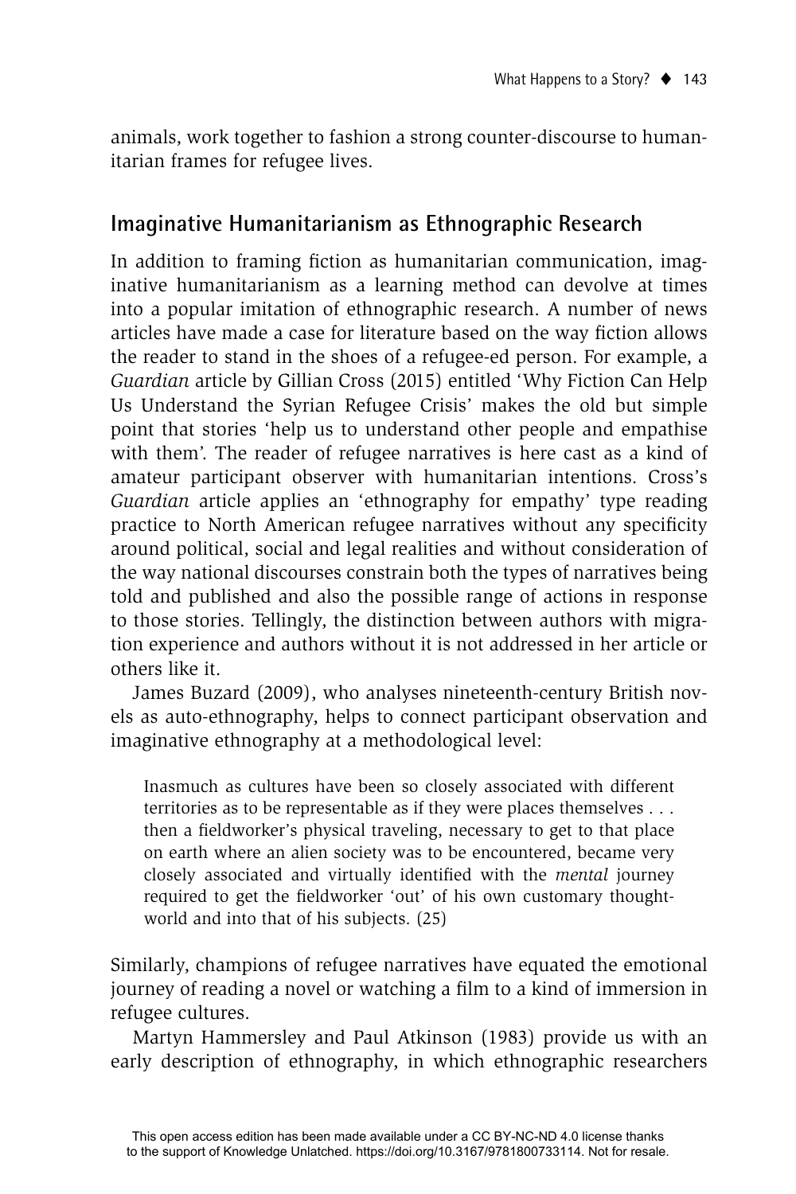animals, work together to fashion a strong counter-discourse to humanitarian frames for refugee lives.

## Imaginative Humanitarianism as Ethnographic Research

In addition to framing fiction as humanitarian communication, imaginative humanitarianism as a learning method can devolve at times into a popular imitation of ethnographic research. A number of news articles have made a case for literature based on the way fiction allows the reader to stand in the shoes of a refugee-ed person. For example, a *Guardian* article by Gillian Cross (2015) entitled 'Why Fiction Can Help Us Understand the Syrian Refugee Crisis' makes the old but simple point that stories 'help us to understand other people and empathise with them'. The reader of refugee narratives is here cast as a kind of amateur participant observer with humanitarian intentions. Cross's *Guardian* article applies an 'ethnography for empathy' type reading practice to North American refugee narratives without any specificity around political, social and legal realities and without consideration of the way national discourses constrain both the types of narratives being told and published and also the possible range of actions in response to those stories. Tellingly, the distinction between authors with migration experience and authors without it is not addressed in her article or others like it.

James Buzard (2009), who analyses nineteenth-century British novels as auto-ethnography, helps to connect participant observation and imaginative ethnography at a methodological level:

> Inasmuch as cultures have been so closely associated with different territories as to be representable as if they were places themselves . . . then a fieldworker's physical traveling, necessary to get to that place on earth where an alien society was to be encountered, became very closely associated and virtually identified with the *mental* journey required to get the fieldworker 'out' of his own customary thought-world and into that of his subjects. (25)

Similarly, champions of refugee narratives have equated the emotional journey of reading a novel or watching a film to a kind of immersion in refugee cultures.

Martyn Hammersley and Paul Atkinson (1983) provide us with an early description of ethnography, in which ethnographic researchers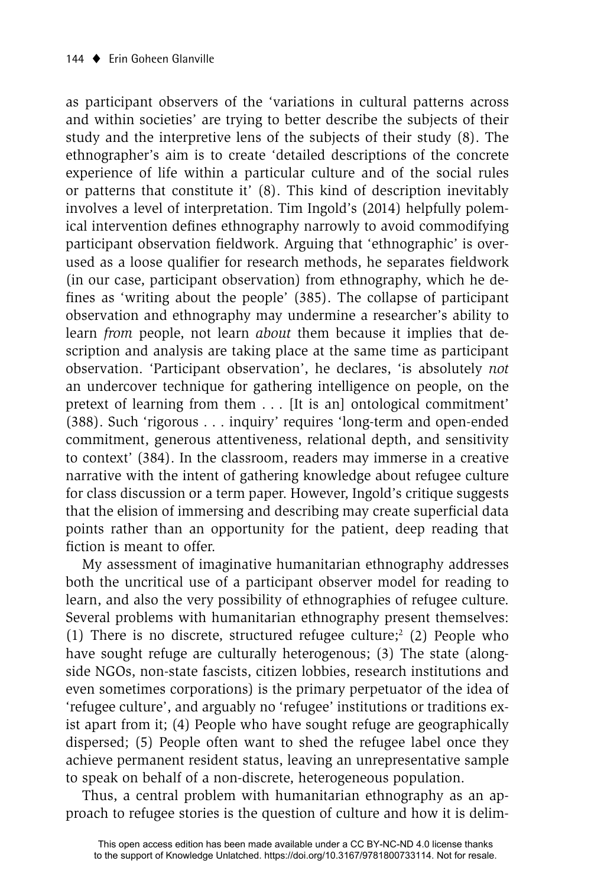as participant observers of the 'variations in cultural patterns across and within societies' are trying to better describe the subjects of their study and the interpretive lens of the subjects of their study (8). The ethnographer's aim is to create 'detailed descriptions of the concrete experience of life within a particular culture and of the social rules or patterns that constitute it' (8). This kind of description inevitably involves a level of interpretation. Tim Ingold's (2014) helpfully polemical intervention defines ethnography narrowly to avoid commodifying participant observation fieldwork. Arguing that 'ethnographic' is overused as a loose qualifier for research methods, he separates fieldwork (in our case, participant observation) from ethnography, which he defines as 'writing about the people' (385). The collapse of participant observation and ethnography may undermine a researcher's ability to learn *from* people, not learn *about* them because it implies that description and analysis are taking place at the same time as participant observation. 'Participant observation', he declares, 'is absolutely *not* an undercover technique for gathering intelligence on people, on the pretext of learning from them . . . [It is an] ontological commitment' (388). Such 'rigorous . . . inquiry' requires 'long-term and open-ended commitment, generous attentiveness, relational depth, and sensitivity to context' (384). In the classroom, readers may immerse in a creative narrative with the intent of gathering knowledge about refugee culture for class discussion or a term paper. However, Ingold's critique suggests that the elision of immersing and describing may create superficial data points rather than an opportunity for the patient, deep reading that fiction is meant to offer.

My assessment of imaginative humanitarian ethnography addresses both the uncritical use of a participant observer model for reading to learn, and also the very possibility of ethnographies of refugee culture. Several problems with humanitarian ethnography present themselves: (1) There is no discrete, structured refugee culture;[2] (2) People who have sought refuge are culturally heterogenous; (3) The state (alongside NGOs, non-state fascists, citizen lobbies, research institutions and even sometimes corporations) is the primary perpetuator of the idea of 'refugee culture', and arguably no 'refugee' institutions or traditions exist apart from it; (4) People who have sought refuge are geographically dispersed; (5) People often want to shed the refugee label once they achieve permanent resident status, leaving an unrepresentative sample to speak on behalf of a non-discrete, heterogeneous population.

Thus, a central problem with humanitarian ethnography as an approach to refugee stories is the question of culture and how it is delim-

This open access edition has been made available under a CC BY-NC-ND 4.0 license thanks to the support of Knowledge Unlatched. https://doi.org/10.3167/9781800733114. Not for resale.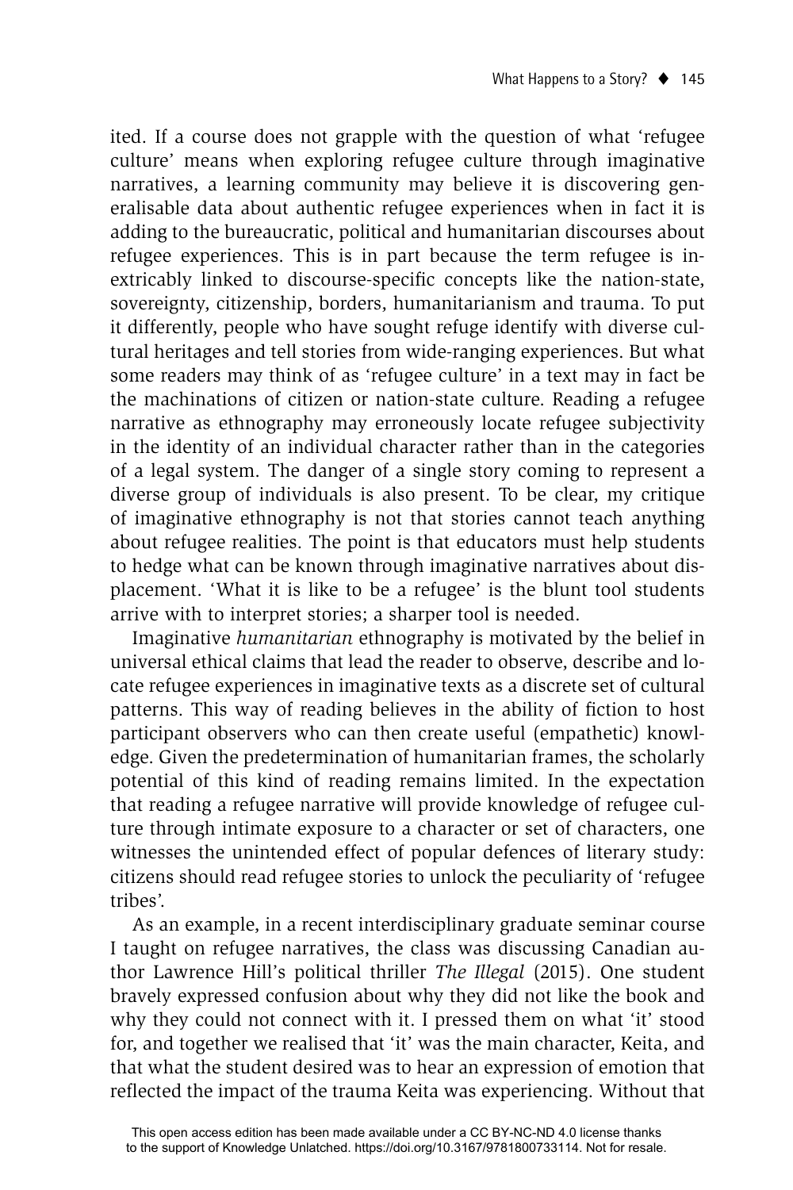ited. If a course does not grapple with the question of what 'refugee culture' means when exploring refugee culture through imaginative narratives, a learning community may believe it is discovering generalisable data about authentic refugee experiences when in fact it is adding to the bureaucratic, political and humanitarian discourses about refugee experiences. This is in part because the term refugee is inextricably linked to discourse-specific concepts like the nation-state, sovereignty, citizenship, borders, humanitarianism and trauma. To put it differently, people who have sought refuge identify with diverse cultural heritages and tell stories from wide-ranging experiences. But what some readers may think of as 'refugee culture' in a text may in fact be the machinations of citizen or nation-state culture. Reading a refugee narrative as ethnography may erroneously locate refugee subjectivity in the identity of an individual character rather than in the categories of a legal system. The danger of a single story coming to represent a diverse group of individuals is also present. To be clear, my critique of imaginative ethnography is not that stories cannot teach anything about refugee realities. The point is that educators must help students to hedge what can be known through imaginative narratives about displacement. 'What it is like to be a refugee' is the blunt tool students arrive with to interpret stories; a sharper tool is needed.

Imaginative *humanitarian* ethnography is motivated by the belief in universal ethical claims that lead the reader to observe, describe and locate refugee experiences in imaginative texts as a discrete set of cultural patterns. This way of reading believes in the ability of fiction to host participant observers who can then create useful (empathetic) knowledge. Given the predetermination of humanitarian frames, the scholarly potential of this kind of reading remains limited. In the expectation that reading a refugee narrative will provide knowledge of refugee culture through intimate exposure to a character or set of characters, one witnesses the unintended effect of popular defences of literary study: citizens should read refugee stories to unlock the peculiarity of 'refugee tribes'.

As an example, in a recent interdisciplinary graduate seminar course I taught on refugee narratives, the class was discussing Canadian author Lawrence Hill's political thriller *The Illegal* (2015). One student bravely expressed confusion about why they did not like the book and why they could not connect with it. I pressed them on what 'it' stood for, and together we realised that 'it' was the main character, Keita, and that what the student desired was to hear an expression of emotion that reflected the impact of the trauma Keita was experiencing. Without that

This open access edition has been made available under a CC BY-NC-ND 4.0 license thanks to the support of Knowledge Unlatched. https://doi.org/10.3167/9781800733114. Not for resale.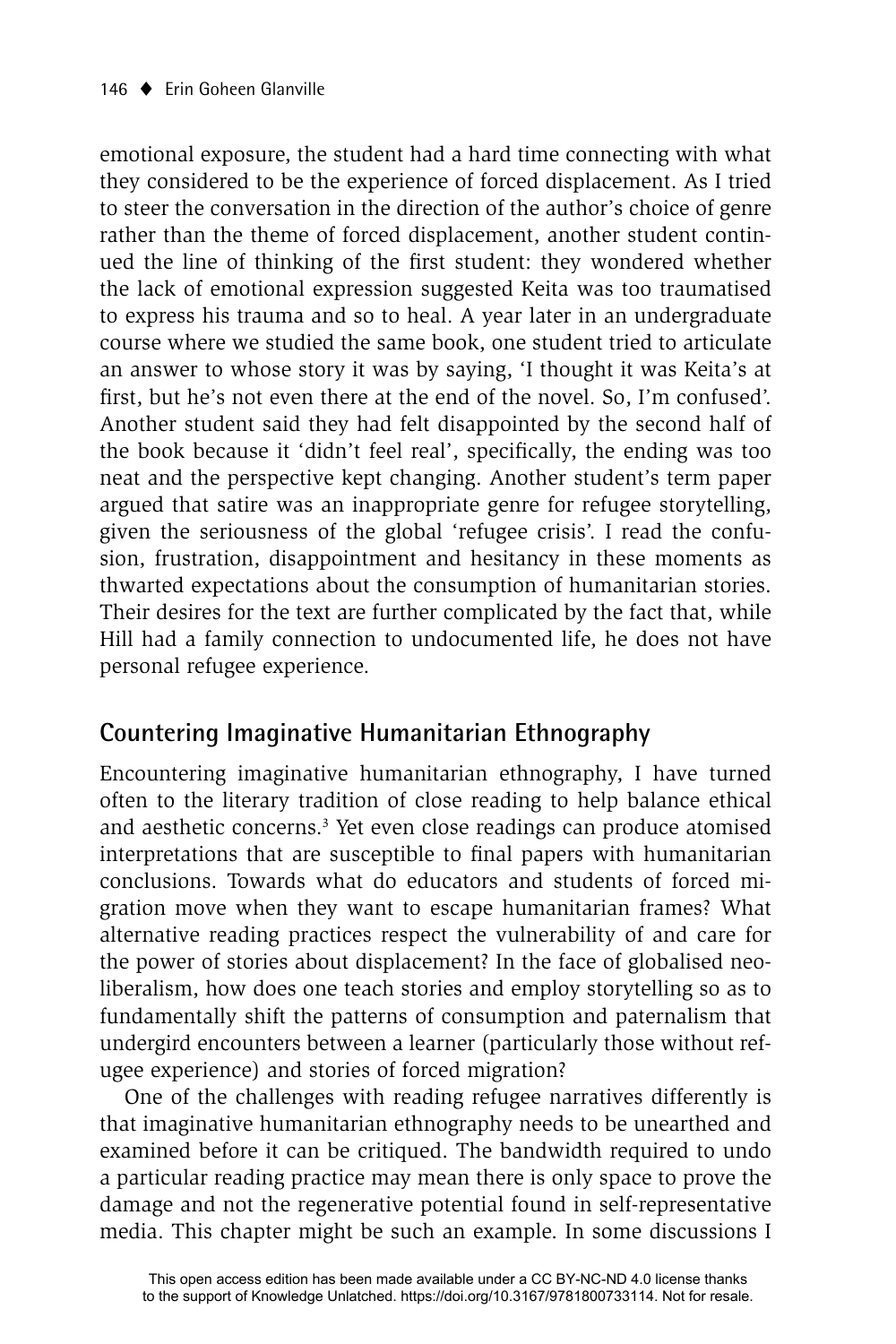emotional exposure, the student had a hard time connecting with what they considered to be the experience of forced displacement. As I tried to steer the conversation in the direction of the author's choice of genre rather than the theme of forced displacement, another student continued the line of thinking of the first student: they wondered whether the lack of emotional expression suggested Keita was too traumatised to express his trauma and so to heal. A year later in an undergraduate course where we studied the same book, one student tried to articulate an answer to whose story it was by saying, 'I thought it was Keita's at first, but he's not even there at the end of the novel. So, I'm confused'. Another student said they had felt disappointed by the second half of the book because it 'didn't feel real', specifically, the ending was too neat and the perspective kept changing. Another student's term paper argued that satire was an inappropriate genre for refugee storytelling, given the seriousness of the global 'refugee crisis'. I read the confusion, frustration, disappointment and hesitancy in these moments as thwarted expectations about the consumption of humanitarian stories. Their desires for the text are further complicated by the fact that, while Hill had a family connection to undocumented life, he does not have personal refugee experience.

## Countering Imaginative Humanitarian Ethnography

Encountering imaginative humanitarian ethnography, I have turned often to the literary tradition of close reading to help balance ethical and aesthetic concerns.[3] Yet even close readings can produce atomised interpretations that are susceptible to final papers with humanitarian conclusions. Towards what do educators and students of forced migration move when they want to escape humanitarian frames? What alternative reading practices respect the vulnerability of and care for the power of stories about displacement? In the face of globalised neoliberalism, how does one teach stories and employ storytelling so as to fundamentally shift the patterns of consumption and paternalism that undergird encounters between a learner (particularly those without refugee experience) and stories of forced migration?

One of the challenges with reading refugee narratives differently is that imaginative humanitarian ethnography needs to be unearthed and examined before it can be critiqued. The bandwidth required to undo a particular reading practice may mean there is only space to prove the damage and not the regenerative potential found in self-representative media. This chapter might be such an example. In some discussions I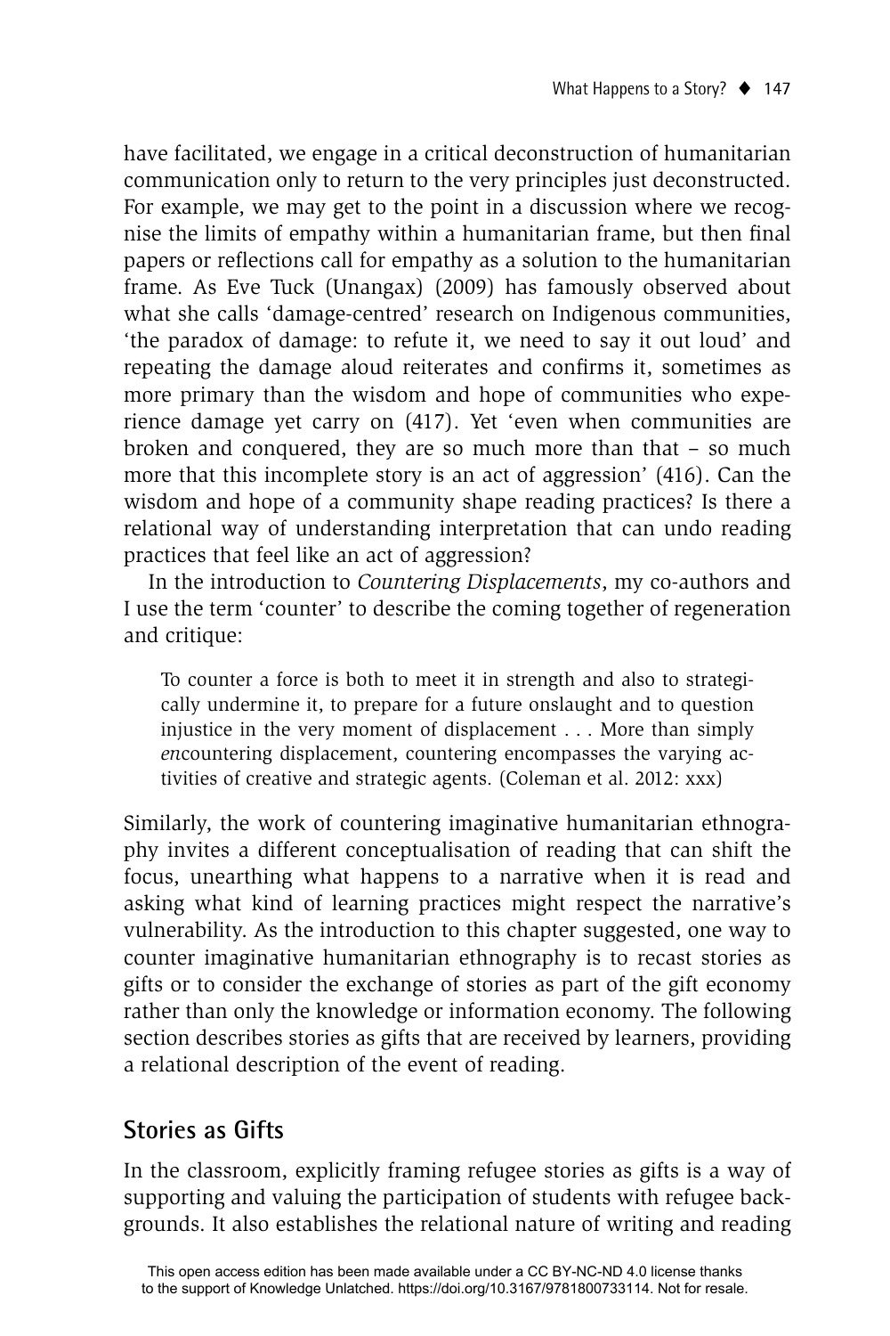have facilitated, we engage in a critical deconstruction of humanitarian communication only to return to the very principles just deconstructed. For example, we may get to the point in a discussion where we recognise the limits of empathy within a humanitarian frame, but then final papers or reflections call for empathy as a solution to the humanitarian frame. As Eve Tuck (Unangax) (2009) has famously observed about what she calls 'damage-centred' research on Indigenous communities, 'the paradox of damage: to refute it, we need to say it out loud' and repeating the damage aloud reiterates and confirms it, sometimes as more primary than the wisdom and hope of communities who experience damage yet carry on (417). Yet 'even when communities are broken and conquered, they are so much more than that – so much more that this incomplete story is an act of aggression' (416). Can the wisdom and hope of a community shape reading practices? Is there a relational way of understanding interpretation that can undo reading practices that feel like an act of aggression?

In the introduction to *Countering Displacements*, my co-authors and I use the term 'counter' to describe the coming together of regeneration and critique:

> To counter a force is both to meet it in strength and also to strategically undermine it, to prepare for a future onslaught and to question injustice in the very moment of displacement . . . More than simply *en*countering displacement, countering encompasses the varying activities of creative and strategic agents. (Coleman et al. 2012: xxx)

Similarly, the work of countering imaginative humanitarian ethnography invites a different conceptualisation of reading that can shift the focus, unearthing what happens to a narrative when it is read and asking what kind of learning practices might respect the narrative's vulnerability. As the introduction to this chapter suggested, one way to counter imaginative humanitarian ethnography is to recast stories as gifts or to consider the exchange of stories as part of the gift economy rather than only the knowledge or information economy. The following section describes stories as gifts that are received by learners, providing a relational description of the event of reading.

## Stories as Gifts

In the classroom, explicitly framing refugee stories as gifts is a way of supporting and valuing the participation of students with refugee backgrounds. It also establishes the relational nature of writing and reading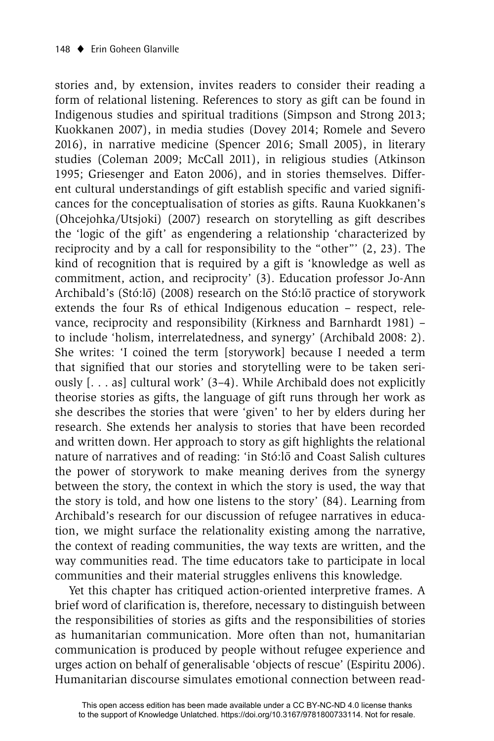stories and, by extension, invites readers to consider their reading a form of relational listening. References to story as gift can be found in Indigenous studies and spiritual traditions (Simpson and Strong 2013; Kuokkanen 2007), in media studies (Dovey 2014; Romele and Severo 2016), in narrative medicine (Spencer 2016; Small 2005), in literary studies (Coleman 2009; McCall 2011), in religious studies (Atkinson 1995; Griesenger and Eaton 2006), and in stories themselves. Different cultural understandings of gift establish specific and varied significances for the conceptualisation of stories as gifts. Rauna Kuokkanen's (Ohcejohka/Utsjoki) (2007) research on storytelling as gift describes the 'logic of the gift' as engendering a relationship 'characterized by reciprocity and by a call for responsibility to the "other"' (2, 23). The kind of recognition that is required by a gift is 'knowledge as well as commitment, action, and reciprocity' (3). Education professor Jo-Ann Archibald's (Stó:lō) (2008) research on the Stó:lō practice of storywork extends the four Rs of ethical Indigenous education – respect, relevance, reciprocity and responsibility (Kirkness and Barnhardt 1981) – to include 'holism, interrelatedness, and synergy' (Archibald 2008: 2). She writes: 'I coined the term [storywork] because I needed a term that signified that our stories and storytelling were to be taken seriously [. . . as] cultural work' (3–4). While Archibald does not explicitly theorise stories as gifts, the language of gift runs through her work as she describes the stories that were 'given' to her by elders during her research. She extends her analysis to stories that have been recorded and written down. Her approach to story as gift highlights the relational nature of narratives and of reading: 'in Stó:lō and Coast Salish cultures the power of storywork to make meaning derives from the synergy between the story, the context in which the story is used, the way that the story is told, and how one listens to the story' (84). Learning from Archibald's research for our discussion of refugee narratives in education, we might surface the relationality existing among the narrative, the context of reading communities, the way texts are written, and the way communities read. The time educators take to participate in local communities and their material struggles enlivens this knowledge.

Yet this chapter has critiqued action-oriented interpretive frames. A brief word of clarification is, therefore, necessary to distinguish between the responsibilities of stories as gifts and the responsibilities of stories as humanitarian communication. More often than not, humanitarian communication is produced by people without refugee experience and urges action on behalf of generalisable 'objects of rescue' (Espiritu 2006). Humanitarian discourse simulates emotional connection between read-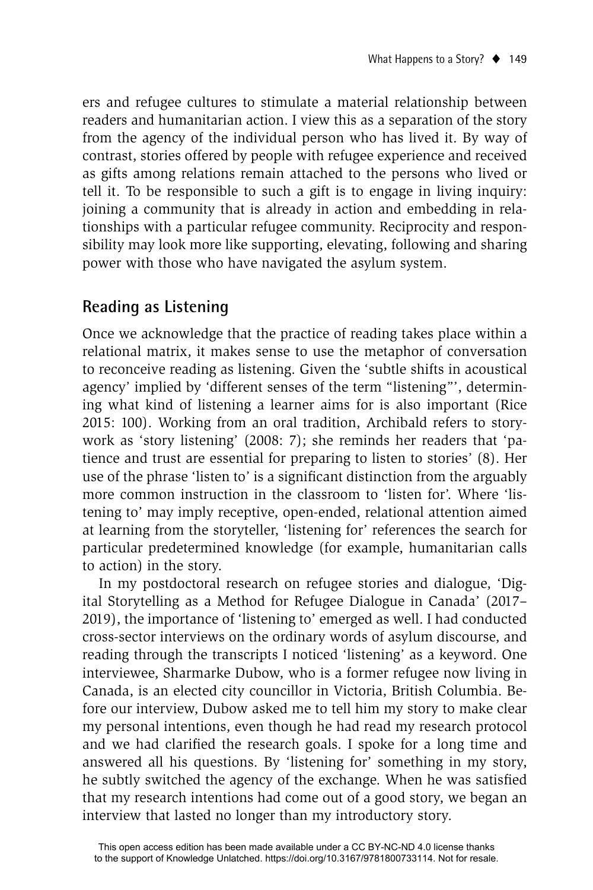ers and refugee cultures to stimulate a material relationship between readers and humanitarian action. I view this as a separation of the story from the agency of the individual person who has lived it. By way of contrast, stories offered by people with refugee experience and received as gifts among relations remain attached to the persons who lived or tell it. To be responsible to such a gift is to engage in living inquiry: joining a community that is already in action and embedding in relationships with a particular refugee community. Reciprocity and responsibility may look more like supporting, elevating, following and sharing power with those who have navigated the asylum system.

## Reading as Listening

Once we acknowledge that the practice of reading takes place within a relational matrix, it makes sense to use the metaphor of conversation to reconceive reading as listening. Given the 'subtle shifts in acoustical agency' implied by 'different senses of the term "listening"', determining what kind of listening a learner aims for is also important (Rice 2015: 100). Working from an oral tradition, Archibald refers to storywork as 'story listening' (2008: 7); she reminds her readers that 'patience and trust are essential for preparing to listen to stories' (8). Her use of the phrase 'listen to' is a significant distinction from the arguably more common instruction in the classroom to 'listen for'. Where 'listening to' may imply receptive, open-ended, relational attention aimed at learning from the storyteller, 'listening for' references the search for particular predetermined knowledge (for example, humanitarian calls to action) in the story.

In my postdoctoral research on refugee stories and dialogue, 'Digital Storytelling as a Method for Refugee Dialogue in Canada' (2017–2019), the importance of 'listening to' emerged as well. I had conducted cross-sector interviews on the ordinary words of asylum discourse, and reading through the transcripts I noticed 'listening' as a keyword. One interviewee, Sharmarke Dubow, who is a former refugee now living in Canada, is an elected city councillor in Victoria, British Columbia. Before our interview, Dubow asked me to tell him my story to make clear my personal intentions, even though he had read my research protocol and we had clarified the research goals. I spoke for a long time and answered all his questions. By 'listening for' something in my story, he subtly switched the agency of the exchange. When he was satisfied that my research intentions had come out of a good story, we began an interview that lasted no longer than my introductory story.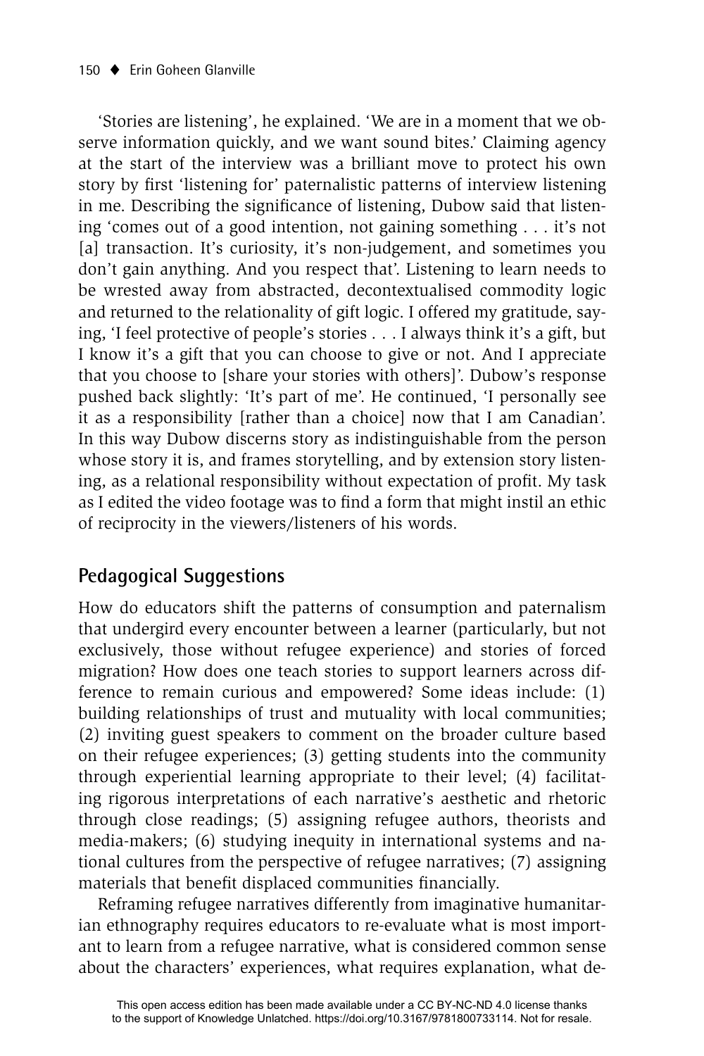'Stories are listening', he explained. 'We are in a moment that we observe information quickly, and we want sound bites.' Claiming agency at the start of the interview was a brilliant move to protect his own story by first 'listening for' paternalistic patterns of interview listening in me. Describing the significance of listening, Dubow said that listening 'comes out of a good intention, not gaining something . . . it's not [a] transaction. It's curiosity, it's non-judgement, and sometimes you don't gain anything. And you respect that'. Listening to learn needs to be wrested away from abstracted, decontextualised commodity logic and returned to the relationality of gift logic. I offered my gratitude, saying, 'I feel protective of people's stories . . . I always think it's a gift, but I know it's a gift that you can choose to give or not. And I appreciate that you choose to [share your stories with others]'. Dubow's response pushed back slightly: 'It's part of me'. He continued, 'I personally see it as a responsibility [rather than a choice] now that I am Canadian'. In this way Dubow discerns story as indistinguishable from the person whose story it is, and frames storytelling, and by extension story listening, as a relational responsibility without expectation of profit. My task as I edited the video footage was to find a form that might instil an ethic of reciprocity in the viewers/listeners of his words.

## Pedagogical Suggestions

How do educators shift the patterns of consumption and paternalism that undergird every encounter between a learner (particularly, but not exclusively, those without refugee experience) and stories of forced migration? How does one teach stories to support learners across difference to remain curious and empowered? Some ideas include: (1) building relationships of trust and mutuality with local communities; (2) inviting guest speakers to comment on the broader culture based on their refugee experiences; (3) getting students into the community through experiential learning appropriate to their level; (4) facilitating rigorous interpretations of each narrative's aesthetic and rhetoric through close readings; (5) assigning refugee authors, theorists and media-makers; (6) studying inequity in international systems and national cultures from the perspective of refugee narratives; (7) assigning materials that benefit displaced communities financially.

Reframing refugee narratives differently from imaginative humanitarian ethnography requires educators to re-evaluate what is most important to learn from a refugee narrative, what is considered common sense about the characters' experiences, what requires explanation, what de-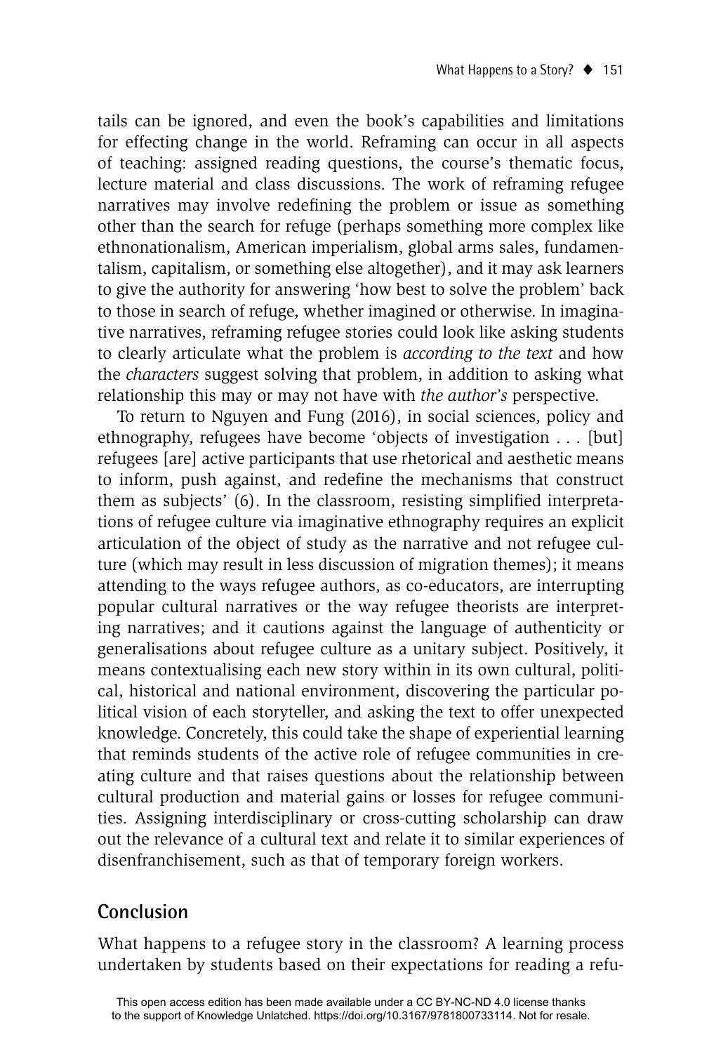tails can be ignored, and even the book's capabilities and limitations for effecting change in the world. Reframing can occur in all aspects of teaching: assigned reading questions, the course's thematic focus, lecture material and class discussions. The work of reframing refugee narratives may involve redefining the problem or issue as something other than the search for refuge (perhaps something more complex like ethnonationalism, American imperialism, global arms sales, fundamentalism, capitalism, or something else altogether), and it may ask learners to give the authority for answering 'how best to solve the problem' back to those in search of refuge, whether imagined or otherwise. In imaginative narratives, reframing refugee stories could look like asking students to clearly articulate what the problem is *according to the text* and how the *characters* suggest solving that problem, in addition to asking what relationship this may or may not have with *the author's* perspective.

To return to Nguyen and Fung (2016), in social sciences, policy and ethnography, refugees have become 'objects of investigation . . . [but] refugees [are] active participants that use rhetorical and aesthetic means to inform, push against, and redefine the mechanisms that construct them as subjects' (6). In the classroom, resisting simplified interpretations of refugee culture via imaginative ethnography requires an explicit articulation of the object of study as the narrative and not refugee culture (which may result in less discussion of migration themes); it means attending to the ways refugee authors, as co-educators, are interrupting popular cultural narratives or the way refugee theorists are interpreting narratives; and it cautions against the language of authenticity or generalisations about refugee culture as a unitary subject. Positively, it means contextualising each new story within in its own cultural, political, historical and national environment, discovering the particular political vision of each storyteller, and asking the text to offer unexpected knowledge. Concretely, this could take the shape of experiential learning that reminds students of the active role of refugee communities in creating culture and that raises questions about the relationship between cultural production and material gains or losses for refugee communities. Assigning interdisciplinary or cross-cutting scholarship can draw out the relevance of a cultural text and relate it to similar experiences of disenfranchisement, such as that of temporary foreign workers.

## Conclusion

What happens to a refugee story in the classroom? A learning process undertaken by students based on their expectations for reading a refu-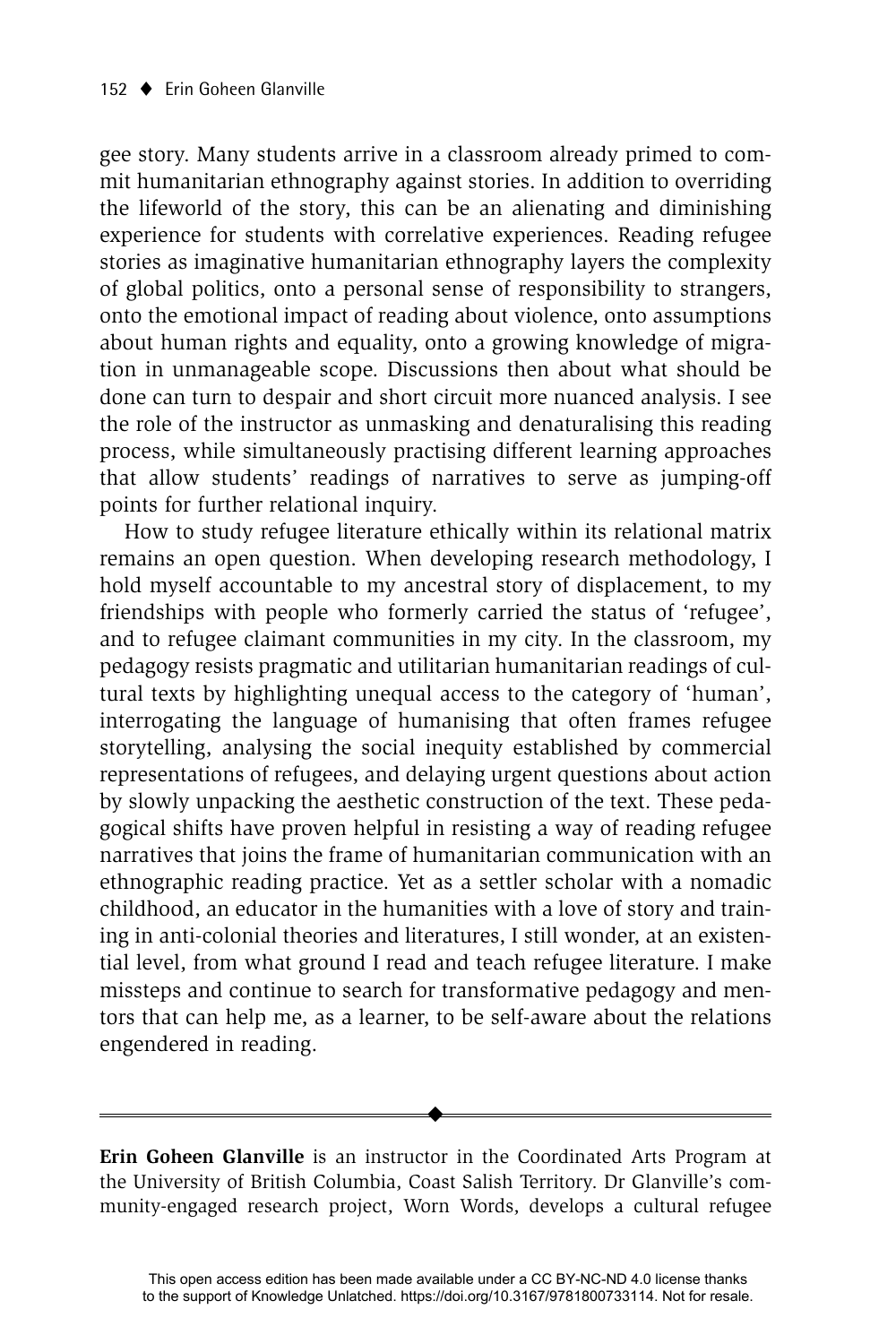gee story. Many students arrive in a classroom already primed to commit humanitarian ethnography against stories. In addition to overriding the lifeworld of the story, this can be an alienating and diminishing experience for students with correlative experiences. Reading refugee stories as imaginative humanitarian ethnography layers the complexity of global politics, onto a personal sense of responsibility to strangers, onto the emotional impact of reading about violence, onto assumptions about human rights and equality, onto a growing knowledge of migration in unmanageable scope. Discussions then about what should be done can turn to despair and short circuit more nuanced analysis. I see the role of the instructor as unmasking and denaturalising this reading process, while simultaneously practising different learning approaches that allow students' readings of narratives to serve as jumping-off points for further relational inquiry.

How to study refugee literature ethically within its relational matrix remains an open question. When developing research methodology, I hold myself accountable to my ancestral story of displacement, to my friendships with people who formerly carried the status of 'refugee', and to refugee claimant communities in my city. In the classroom, my pedagogy resists pragmatic and utilitarian humanitarian readings of cultural texts by highlighting unequal access to the category of 'human', interrogating the language of humanising that often frames refugee storytelling, analysing the social inequity established by commercial representations of refugees, and delaying urgent questions about action by slowly unpacking the aesthetic construction of the text. These pedagogical shifts have proven helpful in resisting a way of reading refugee narratives that joins the frame of humanitarian communication with an ethnographic reading practice. Yet as a settler scholar with a nomadic childhood, an educator in the humanities with a love of story and training in anti-colonial theories and literatures, I still wonder, at an existential level, from what ground I read and teach refugee literature. I make missteps and continue to search for transformative pedagogy and mentors that can help me, as a learner, to be self-aware about the relations engendered in reading.

---

**Erin Goheen Glanville** is an instructor in the Coordinated Arts Program at the University of British Columbia, Coast Salish Territory. Dr Glanville's community-engaged research project, Worn Words, develops a cultural refugee

This open access edition has been made available under a CC BY-NC-ND 4.0 license thanks to the support of Knowledge Unlatched. https://doi.org/10.3167/9781800733114. Not for resale.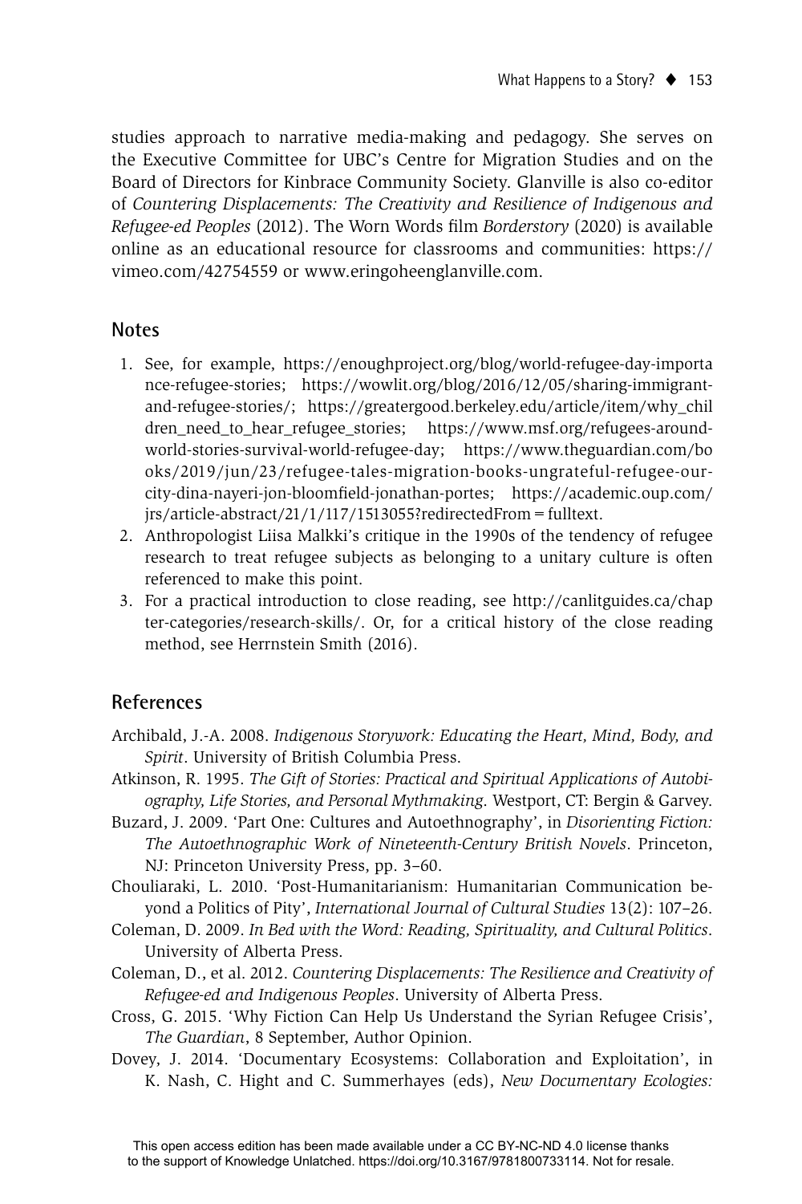studies approach to narrative media-making and pedagogy. She serves on the Executive Committee for UBC's Centre for Migration Studies and on the Board of Directors for Kinbrace Community Society. Glanville is also co-editor of *Countering Displacements: The Creativity and Resilience of Indigenous and Refugee-ed Peoples* (2012). The Worn Words film *Borderstory* (2020) is available online as an educational resource for classrooms and communities: https://vimeo.com/42754559 or www.eringoheenglanville.com.

## Notes

1. See, for example, https://enoughproject.org/blog/world-refugee-day-importance-refugee-stories; https://wowlit.org/blog/2016/12/05/sharing-immigrant-and-refugee-stories/; https://greatergood.berkeley.edu/article/item/why_children_need_to_hear_refugee_stories; https://www.msf.org/refugees-around-world-stories-survival-world-refugee-day; https://www.theguardian.com/books/2019/jun/23/refugee-tales-migration-books-ungrateful-refugee-our-city-dina-nayeri-jon-bloomfield-jonathan-portes; https://academic.oup.com/jrs/article-abstract/21/1/117/1513055?redirectedFrom = fulltext.
2. Anthropologist Liisa Malkki's critique in the 1990s of the tendency of refugee research to treat refugee subjects as belonging to a unitary culture is often referenced to make this point.
3. For a practical introduction to close reading, see http://canlitguides.ca/chapter-categories/research-skills/. Or, for a critical history of the close reading method, see Herrnstein Smith (2016).

## References

Archibald, J.-A. 2008. *Indigenous Storywork: Educating the Heart, Mind, Body, and Spirit*. University of British Columbia Press.

Atkinson, R. 1995. *The Gift of Stories: Practical and Spiritual Applications of Autobiography, Life Stories, and Personal Mythmaking*. Westport, CT: Bergin & Garvey.

Buzard, J. 2009. 'Part One: Cultures and Autoethnography', in *Disorienting Fiction: The Autoethnographic Work of Nineteenth-Century British Novels*. Princeton, NJ: Princeton University Press, pp. 3–60.

Chouliaraki, L. 2010. 'Post-Humanitarianism: Humanitarian Communication beyond a Politics of Pity', *International Journal of Cultural Studies* 13(2): 107–26.

Coleman, D. 2009. *In Bed with the Word: Reading, Spirituality, and Cultural Politics*. University of Alberta Press.

Coleman, D., et al. 2012. *Countering Displacements: The Resilience and Creativity of Refugee-ed and Indigenous Peoples*. University of Alberta Press.

Cross, G. 2015. 'Why Fiction Can Help Us Understand the Syrian Refugee Crisis', *The Guardian*, 8 September, Author Opinion.

Dovey, J. 2014. 'Documentary Ecosystems: Collaboration and Exploitation', in K. Nash, C. Hight and C. Summerhayes (eds), *New Documentary Ecologies:*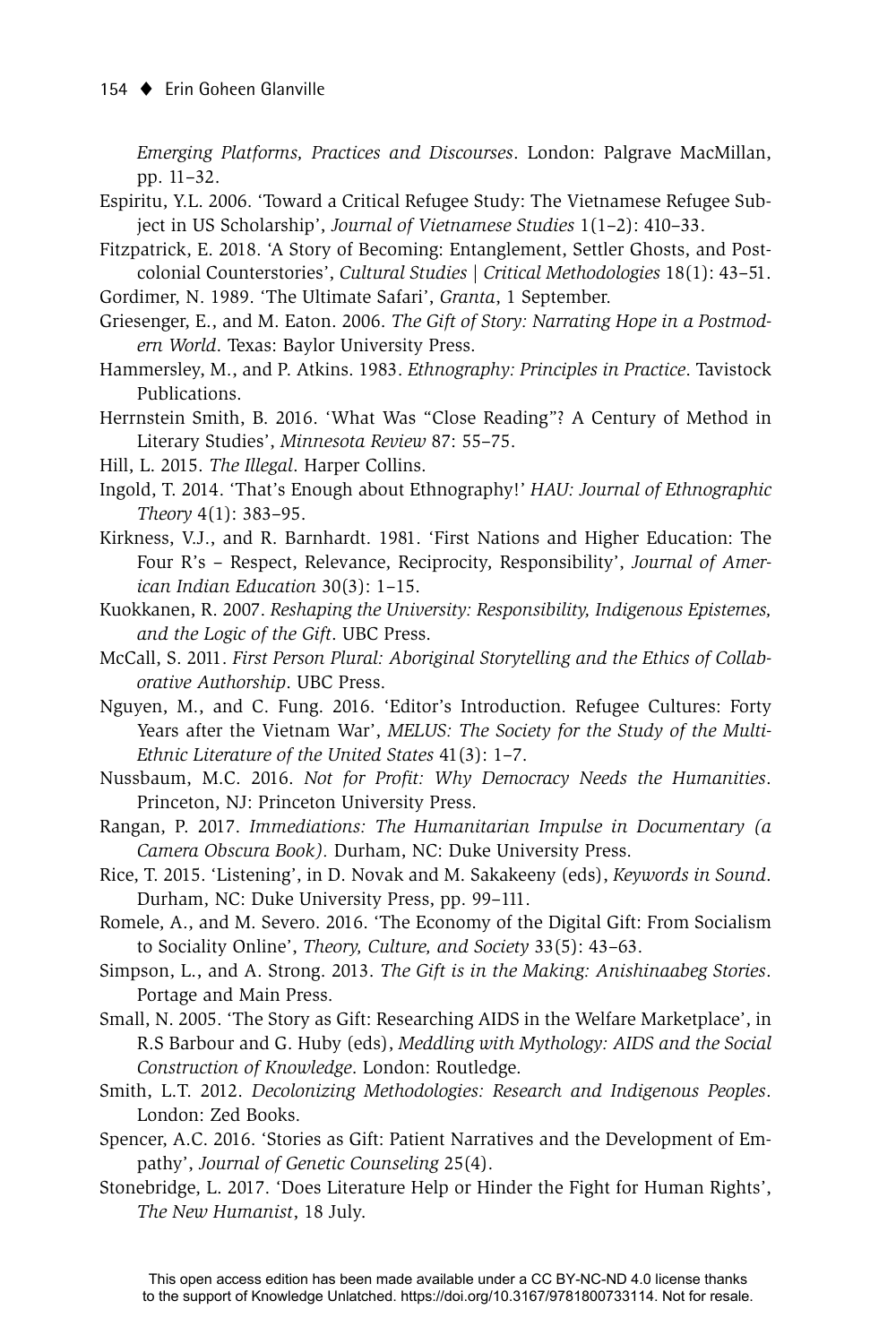*Emerging Platforms, Practices and Discourses*. London: Palgrave MacMillan, pp. 11–32.

Espiritu, Y.L. 2006. 'Toward a Critical Refugee Study: The Vietnamese Refugee Subject in US Scholarship', *Journal of Vietnamese Studies* 1(1–2): 410–33.

Fitzpatrick, E. 2018. 'A Story of Becoming: Entanglement, Settler Ghosts, and Postcolonial Counterstories', *Cultural Studies | Critical Methodologies* 18(1): 43–51.

Gordimer, N. 1989. 'The Ultimate Safari', *Granta*, 1 September.

Griesenger, E., and M. Eaton. 2006. *The Gift of Story: Narrating Hope in a Postmodern World*. Texas: Baylor University Press.

Hammersley, M., and P. Atkins. 1983. *Ethnography: Principles in Practice*. Tavistock Publications.

Herrnstein Smith, B. 2016. 'What Was "Close Reading"? A Century of Method in Literary Studies', *Minnesota Review* 87: 55–75.

Hill, L. 2015. *The Illegal*. Harper Collins.

Ingold, T. 2014. 'That's Enough about Ethnography!' *HAU: Journal of Ethnographic Theory* 4(1): 383–95.

Kirkness, V.J., and R. Barnhardt. 1981. 'First Nations and Higher Education: The Four R's – Respect, Relevance, Reciprocity, Responsibility', *Journal of American Indian Education* 30(3): 1–15.

Kuokkanen, R. 2007. *Reshaping the University: Responsibility, Indigenous Epistemes, and the Logic of the Gift*. UBC Press.

McCall, S. 2011. *First Person Plural: Aboriginal Storytelling and the Ethics of Collaborative Authorship*. UBC Press.

Nguyen, M., and C. Fung. 2016. 'Editor's Introduction. Refugee Cultures: Forty Years after the Vietnam War', *MELUS: The Society for the Study of the Multi-Ethnic Literature of the United States* 41(3): 1–7.

Nussbaum, M.C. 2016. *Not for Profit: Why Democracy Needs the Humanities*. Princeton, NJ: Princeton University Press.

Rangan, P. 2017. *Immediations: The Humanitarian Impulse in Documentary (a Camera Obscura Book).* Durham, NC: Duke University Press.

Rice, T. 2015. 'Listening', in D. Novak and M. Sakakeeny (eds), *Keywords in Sound*. Durham, NC: Duke University Press, pp. 99–111.

Romele, A., and M. Severo. 2016. 'The Economy of the Digital Gift: From Socialism to Sociality Online', *Theory, Culture, and Society* 33(5): 43–63.

Simpson, L., and A. Strong. 2013. *The Gift is in the Making: Anishinaabeg Stories*. Portage and Main Press.

Small, N. 2005. 'The Story as Gift: Researching AIDS in the Welfare Marketplace', in R.S Barbour and G. Huby (eds), *Meddling with Mythology: AIDS and the Social Construction of Knowledge*. London: Routledge.

Smith, L.T. 2012. *Decolonizing Methodologies: Research and Indigenous Peoples*. London: Zed Books.

Spencer, A.C. 2016. 'Stories as Gift: Patient Narratives and the Development of Empathy', *Journal of Genetic Counseling* 25(4).

Stonebridge, L. 2017. 'Does Literature Help or Hinder the Fight for Human Rights', *The New Humanist*, 18 July.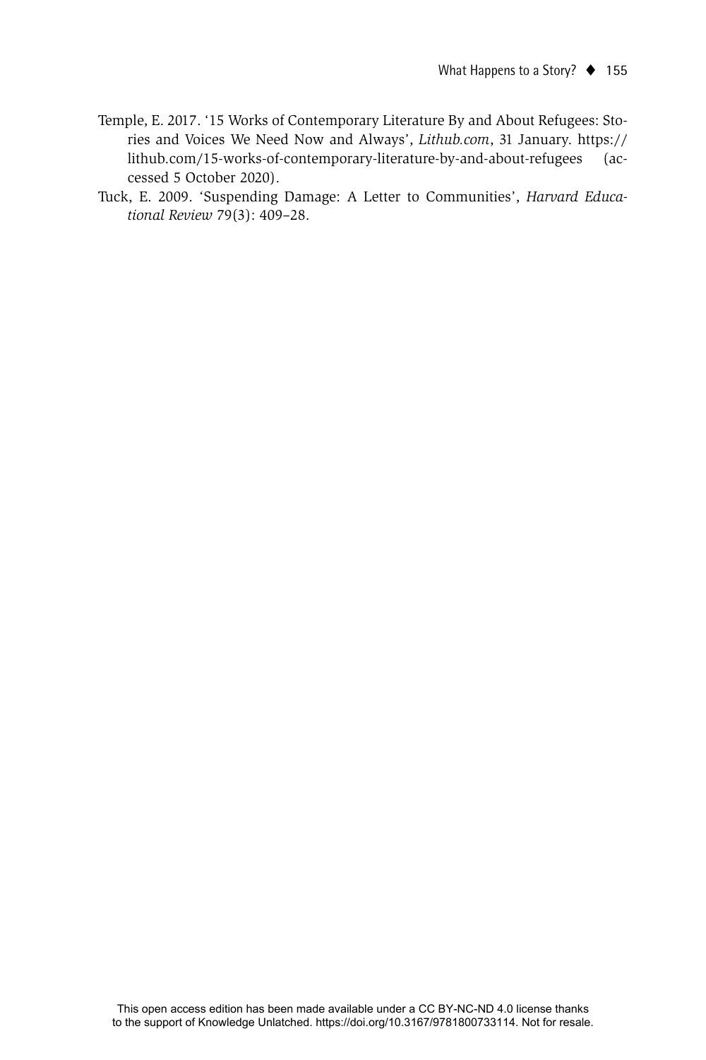Temple, E. 2017. '15 Works of Contemporary Literature By and About Refugees: Stories and Voices We Need Now and Always', *Lithub.com*, 31 January. https://lithub.com/15-works-of-contemporary-literature-by-and-about-refugees (accessed 5 October 2020).

Tuck, E. 2009. 'Suspending Damage: A Letter to Communities', *Harvard Educational Review* 79(3): 409–28.

This open access edition has been made available under a CC BY-NC-ND 4.0 license thanks to the support of Knowledge Unlatched. https://doi.org/10.3167/9781800733114. Not for resale.